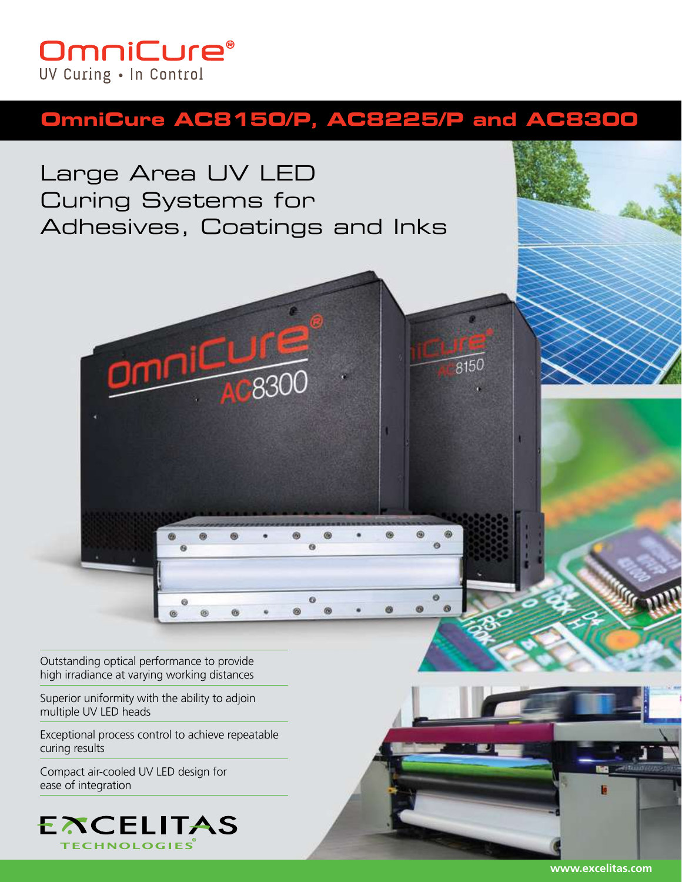OmniCure®

UV Curing • In Control

# OmniCure AC8150/P, AC8225/P and AC8300

## Large Area UV LED Curing Systems for Adhesives, Coatings and Inks

Outstanding optical performance to provide high irradiance at varying working distances

Superior uniformity with the ability to adjoin multiple UV LED heads

Exceptional process control to achieve repeatable curing results

Compact air-cooled UV LED design for ease of integration

EXCELITAS TECHNOLOGIES®

www.excelitas.com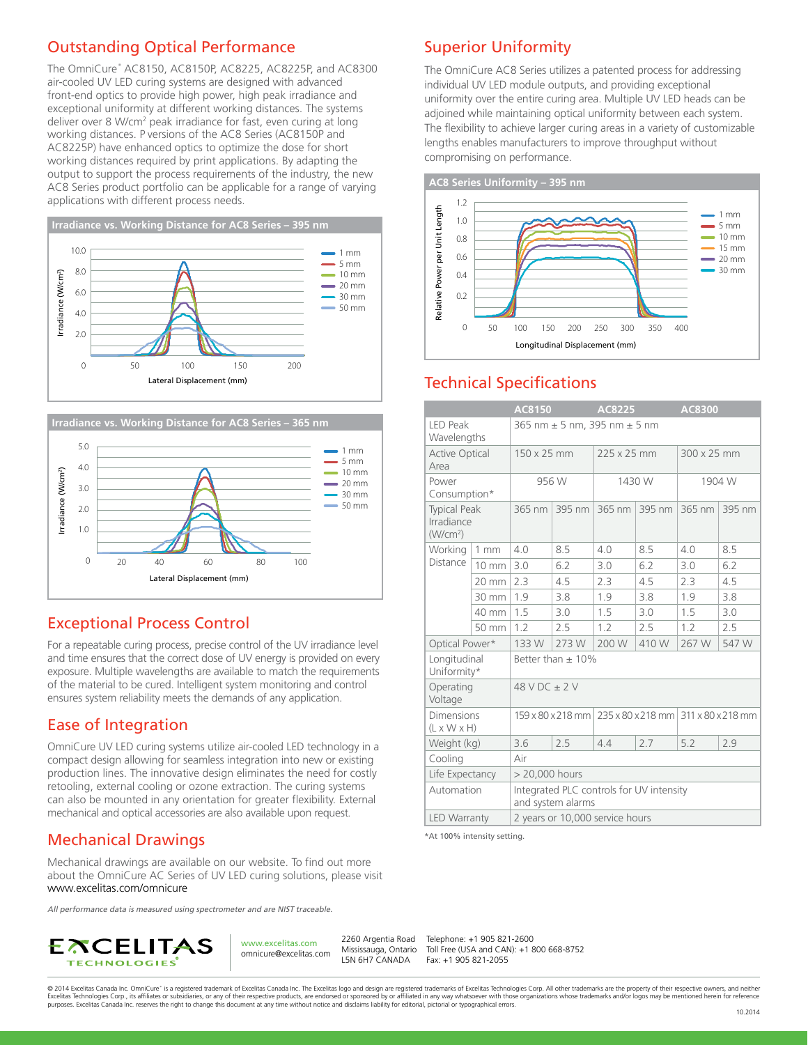## Outstanding Optical Performance

The OmniCure® AC8150, AC8150P, AC8225, AC8225P, and AC8300 air-cooled UV LED curing systems are designed with advanced front-end optics to provide high power, high peak irradiance and exceptional uniformity at different working distances. The systems deliver over 8 W/cm² peak irradiance for fast, even curing at long working distances. P versions of the AC8 Series (AC8150P and AC8225P) have enhanced optics to optimize the dose for short working distances required by print applications. By adapting the output to support the process requirements of the industry, the new AC8 Series product portfolio can be applicable for a range of varying applications with different process needs.

**Irradiance vs. Working Distance for AC8 Series – 395 nm**

Irradiance (W/cm²)
10.0
8.0
6.0
4.0
2.0
0
0
50
100
150
200
Lateral Displacement (mm)
1 mm
5 mm
10 mm
20 mm
30 mm
50 mm

**Irradiance vs. Working Distance for AC8 Series – 365 nm**

Irradiance (W/cm²)
5.0
4.0
3.0
2.0
1.0
0
20
40
60
80
100
Lateral Displacement (mm)
1 mm
5 mm
10 mm
20 mm
30 mm
50 mm

## Exceptional Process Control

For a repeatable curing process, precise control of the UV irradiance level and time ensures that the correct dose of UV energy is provided on every exposure. Multiple wavelengths are available to match the requirements of the material to be cured. Intelligent system monitoring and control ensures system reliability meets the demands of any application.

## Ease of Integration

OmniCure UV LED curing systems utilize air-cooled LED technology in a compact design allowing for seamless integration into new or existing production lines. The innovative design eliminates the need for costly retooling, external cooling or ozone extraction. The curing systems can also be mounted in any orientation for greater flexibility. External mechanical and optical accessories are also available upon request.

## Mechanical Drawings

Mechanical drawings are available on our website. To find out more about the OmniCure AC Series of UV LED curing solutions, please visit www.excelitas.com/omnicure

*All performance data is measured using spectrometer and are NIST traceable.*

## Superior Uniformity

The OmniCure AC8 Series utilizes a patented process for addressing individual UV LED module outputs, and providing exceptional uniformity over the entire curing area. Multiple UV LED heads can be adjoined while maintaining optical uniformity between each system. The flexibility to achieve larger curing areas in a variety of customizable lengths enables manufacturers to improve throughput without compromising on performance.

**AC8 Series Uniformity – 395 nm**

Relative Power per Unit Length
1.2
1.0
0.8
0.6
0.4
0.2
0
50
100
150
200
250
300
350
400
Longitudinal Displacement (mm)
1 mm
5 mm
10 mm
15 mm
20 mm
30 mm

## Technical Specifications

| | | AC8150 | | AC8225 | | AC8300 | |
|---|---|---|---|---|---|---|---|
| LED Peak Wavelengths | | 365 nm ± 5 nm, 395 nm ± 5 nm | | | | | |
| Active Optical Area | | 150 x 25 mm | | 225 x 25 mm | | 300 x 25 mm | |
| Power Consumption* | | 956 W | | 1430 W | | 1904 W | |
| Typical Peak Irradiance (W/cm²) | | 365 nm | 395 nm | 365 nm | 395 nm | 365 nm | 395 nm |
| Working Distance | 1 mm | 4.0 | 8.5 | 4.0 | 8.5 | 4.0 | 8.5 |
| | 10 mm | 3.0 | 6.2 | 3.0 | 6.2 | 3.0 | 6.2 |
| | 20 mm | 2.3 | 4.5 | 2.3 | 4.5 | 2.3 | 4.5 |
| | 30 mm | 1.9 | 3.8 | 1.9 | 3.8 | 1.9 | 3.8 |
| | 40 mm | 1.5 | 3.0 | 1.5 | 3.0 | 1.5 | 3.0 |
| | 50 mm | 1.2 | 2.5 | 1.2 | 2.5 | 1.2 | 2.5 |
| Optical Power* | | 133 W | 273 W | 200 W | 410 W | 267 W | 547 W |
| Longitudinal Uniformity* | | Better than ± 10% | | | | | |
| Operating Voltage | | 48 V DC ± 2 V | | | | | |
| Dimensions (L x W x H) | | 159 x 80 x 218 mm | | 235 x 80 x 218 mm | | 311 x 80 x 218 mm | |
| Weight (kg) | | 3.6 | 2.5 | 4.4 | 2.7 | 5.2 | 2.9 |
| Cooling | | Air | | | | | |
| Life Expectancy | | > 20,000 hours | | | | | |
| Automation | | Integrated PLC controls for UV intensity and system alarms | | | | | |
| LED Warranty | | 2 years or 10,000 service hours | | | | | |

*At 100% intensity setting.

EXCELITAS TECHNOLOGIES®

www.excelitas.com
omnicure@excelitas.com

2260 Argentia Road
Mississauga, Ontario
L5N 6H7 CANADA

Telephone: +1 905 821-2600
Toll Free (USA and CAN): +1 800 668-8752
Fax: +1 905 821-2055

© 2014 Excelitas Canada Inc. OmniCure® is a registered trademark of Excelitas Canada Inc. The Excelitas logo and design are registered trademarks of Excelitas Technologies Corp. All other trademarks are the property of their respective owners, and neither Excelitas Technologies Corp., its affiliates or subsidiaries, or any of their respective products, are endorsed or sponsored by or affiliated in any way whatsoever with those organizations whose trademarks and/or logos may be mentioned herein for reference purposes. Excelitas Canada Inc. reserves the right to change this document at any time without notice and disclaims liability for editorial, pictorial or typographical errors.

10.2014